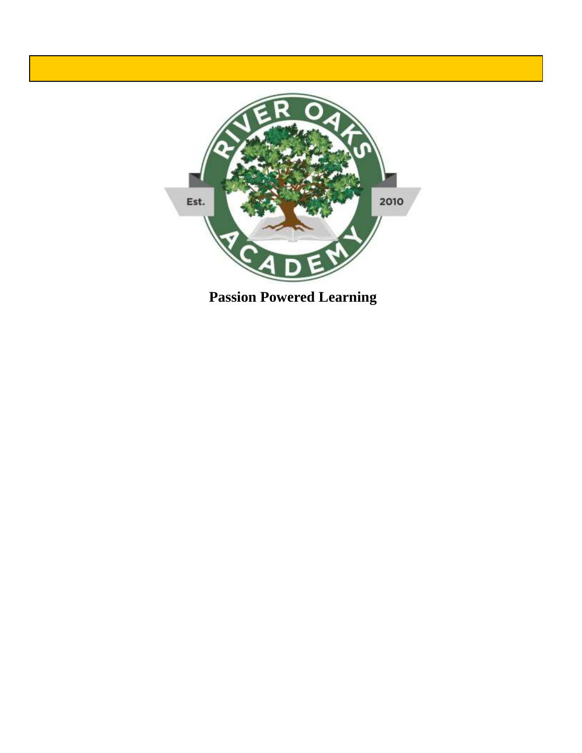**Passion Powered Learning**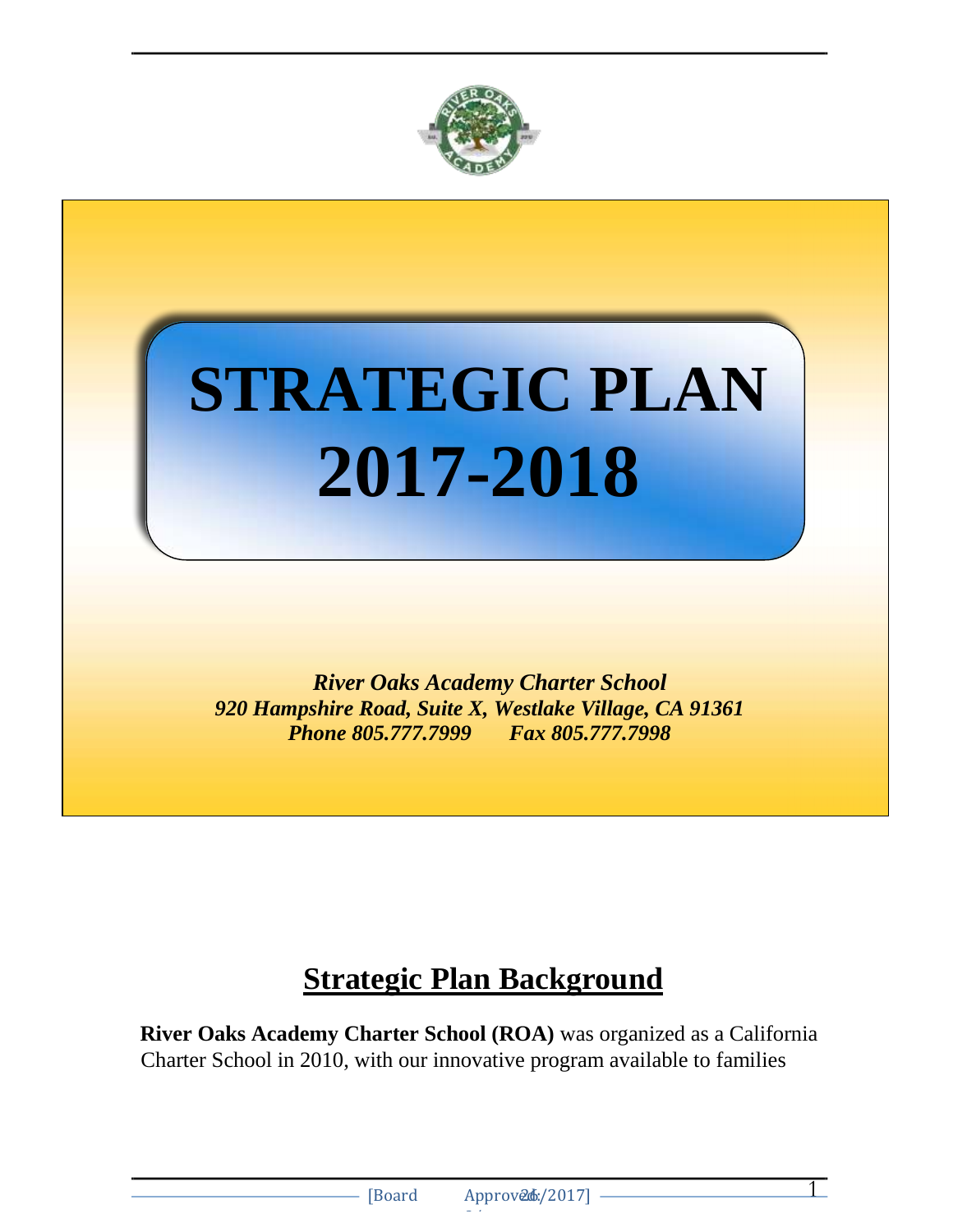# STRATEGIC PLAN 2017-2018

***River Oaks Academy Charter School***
***920 Hampshire Road, Suite X, Westlake Village, CA 91361***
***Phone 805.777.7999 Fax 805.777.7998***

## Strategic Plan Background

**River Oaks Academy Charter School (ROA)** was organized as a California Charter School in 2010, with our innovative program available to families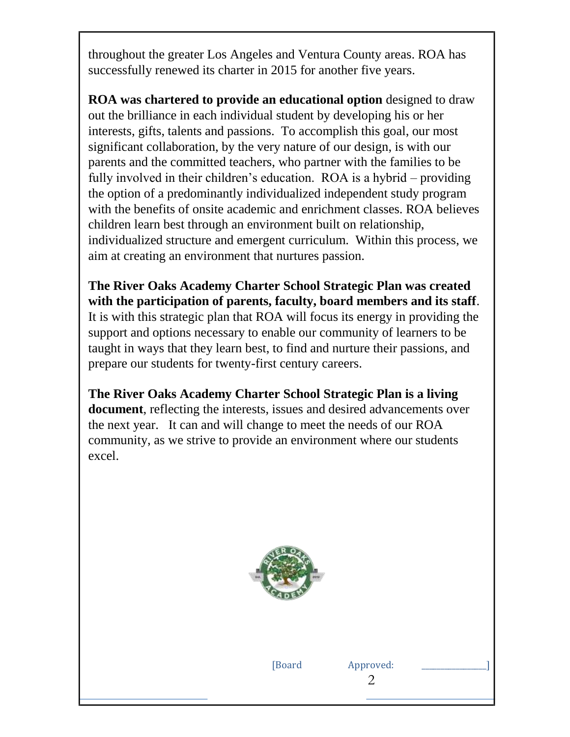throughout the greater Los Angeles and Ventura County areas. ROA has successfully renewed its charter in 2015 for another five years.

**ROA was chartered to provide an educational option** designed to draw out the brilliance in each individual student by developing his or her interests, gifts, talents and passions. To accomplish this goal, our most significant collaboration, by the very nature of our design, is with our parents and the committed teachers, who partner with the families to be fully involved in their children's education. ROA is a hybrid – providing the option of a predominantly individualized independent study program with the benefits of onsite academic and enrichment classes. ROA believes children learn best through an environment built on relationship, individualized structure and emergent curriculum. Within this process, we aim at creating an environment that nurtures passion.

**The River Oaks Academy Charter School Strategic Plan was created with the participation of parents, faculty, board members and its staff**. It is with this strategic plan that ROA will focus its energy in providing the support and options necessary to enable our community of learners to be taught in ways that they learn best, to find and nurture their passions, and prepare our students for twenty-first century careers.

**The River Oaks Academy Charter School Strategic Plan is a living document**, reflecting the interests, issues and desired advancements over the next year. It can and will change to meet the needs of our ROA community, as we strive to provide an environment where our students excel.

[Board Approved: ______________]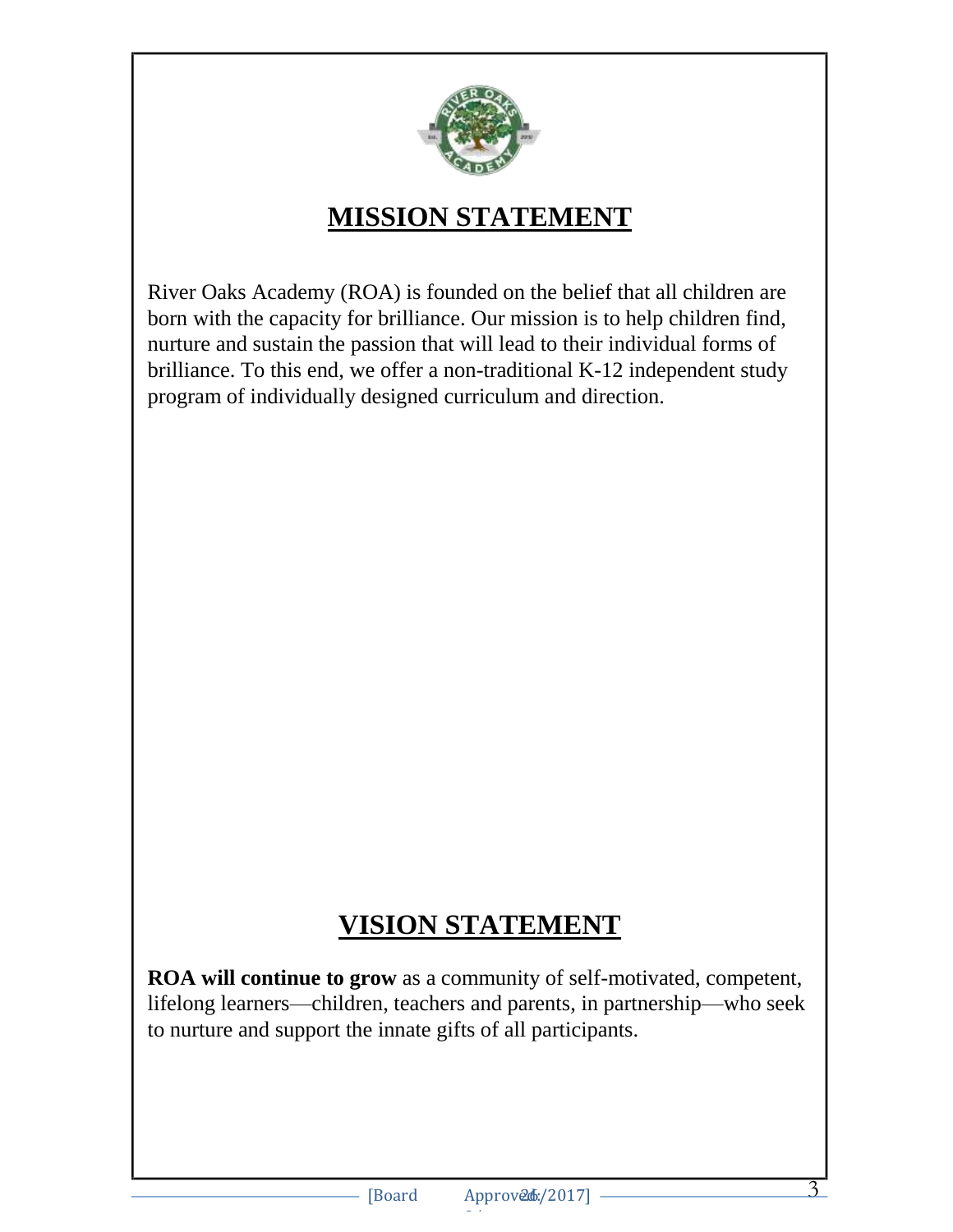# MISSION STATEMENT

River Oaks Academy (ROA) is founded on the belief that all children are born with the capacity for brilliance. Our mission is to help children find, nurture and sustain the passion that will lead to their individual forms of brilliance. To this end, we offer a non-traditional K-12 independent study program of individually designed curriculum and direction.

# VISION STATEMENT

**ROA will continue to grow** as a community of self-motivated, competent, lifelong learners—children, teachers and parents, in partnership—who seek to nurture and support the innate gifts of all participants.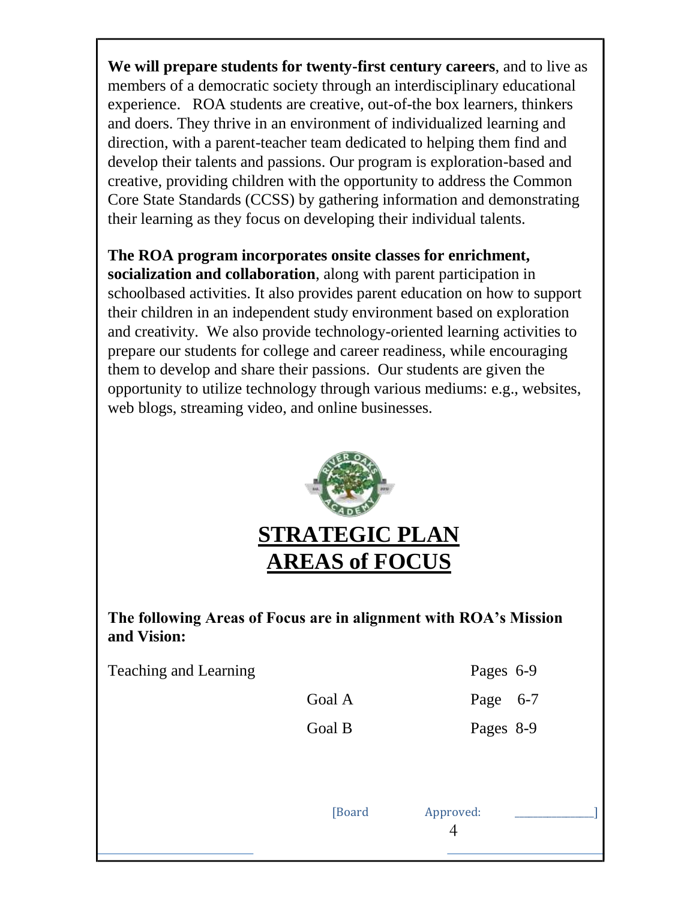**We will prepare students for twenty-first century careers**, and to live as members of a democratic society through an interdisciplinary educational experience. ROA students are creative, out-of-the box learners, thinkers and doers. They thrive in an environment of individualized learning and direction, with a parent-teacher team dedicated to helping them find and develop their talents and passions. Our program is exploration-based and creative, providing children with the opportunity to address the Common Core State Standards (CCSS) by gathering information and demonstrating their learning as they focus on developing their individual talents.

**The ROA program incorporates onsite classes for enrichment, socialization and collaboration**, along with parent participation in schoolbased activities. It also provides parent education on how to support their children in an independent study environment based on exploration and creativity. We also provide technology-oriented learning activities to prepare our students for college and career readiness, while encouraging them to develop and share their passions. Our students are given the opportunity to utilize technology through various mediums: e.g., websites, web blogs, streaming video, and online businesses.

# STRATEGIC PLAN AREAS of FOCUS

**The following Areas of Focus are in alignment with ROA's Mission and Vision:**

| | | |
|---|---|---|
| Teaching and Learning | | Pages 6-9 |
| | Goal A | Page 6-7 |
| | Goal B | Pages 8-9 |

[Board Approved: ______________]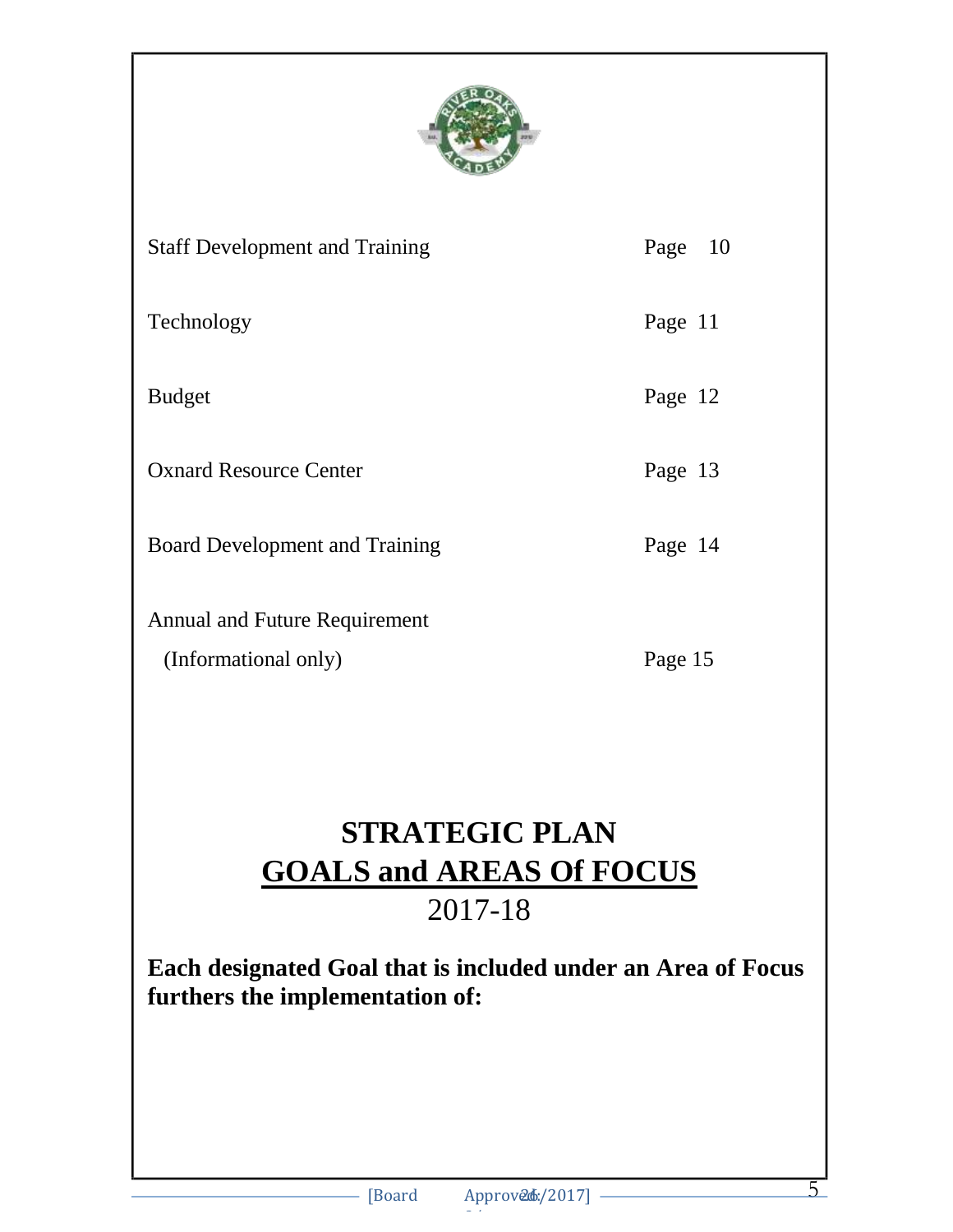| | |
|---|---|
| Staff Development and Training | Page 10 |
| Technology | Page 11 |
| Budget | Page 12 |
| Oxnard Resource Center | Page 13 |
| Board Development and Training | Page 14 |
| Annual and Future Requirement (Informational only) | Page 15 |

# STRATEGIC PLAN

## GOALS and AREAS Of FOCUS

2017-18

**Each designated Goal that is included under an Area of Focus furthers the implementation of:**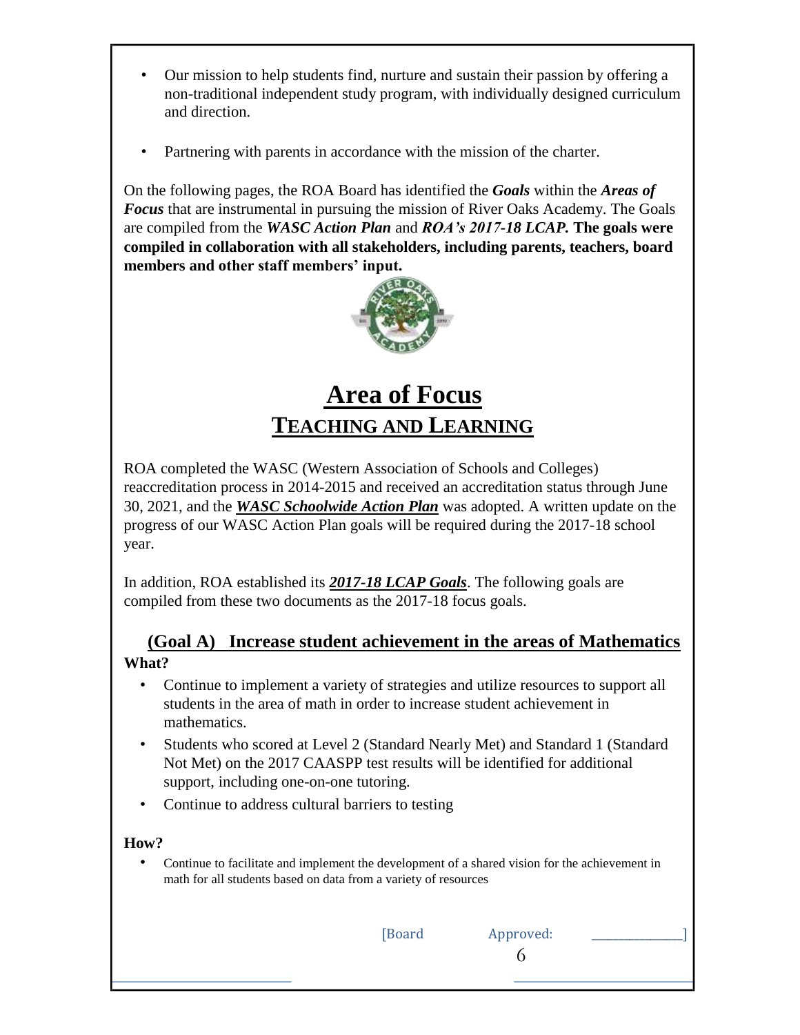- Our mission to help students find, nurture and sustain their passion by offering a non-traditional independent study program, with individually designed curriculum and direction.
- Partnering with parents in accordance with the mission of the charter.

On the following pages, the ROA Board has identified the ***Goals*** within the ***Areas of Focus*** that are instrumental in pursuing the mission of River Oaks Academy. The Goals are compiled from the ***WASC Action Plan*** and ***ROA's 2017-18 LCAP.*** **The goals were compiled in collaboration with all stakeholders, including parents, teachers, board members and other staff members' input.**

# Area of Focus

## TEACHING AND LEARNING

ROA completed the WASC (Western Association of Schools and Colleges) reaccreditation process in 2014-2015 and received an accreditation status through June 30, 2021, and the ***WASC Schoolwide Action Plan*** was adopted. A written update on the progress of our WASC Action Plan goals will be required during the 2017-18 school year.

In addition, ROA established its ***2017-18 LCAP Goals***. The following goals are compiled from these two documents as the 2017-18 focus goals.

### (Goal A) Increase student achievement in the areas of Mathematics

**What?**

- Continue to implement a variety of strategies and utilize resources to support all students in the area of math in order to increase student achievement in mathematics.
- Students who scored at Level 2 (Standard Nearly Met) and Standard 1 (Standard Not Met) on the 2017 CAASPP test results will be identified for additional support, including one-on-one tutoring.
- Continue to address cultural barriers to testing

**How?**

- Continue to facilitate and implement the development of a shared vision for the achievement in math for all students based on data from a variety of resources

[Board Approved: ____________]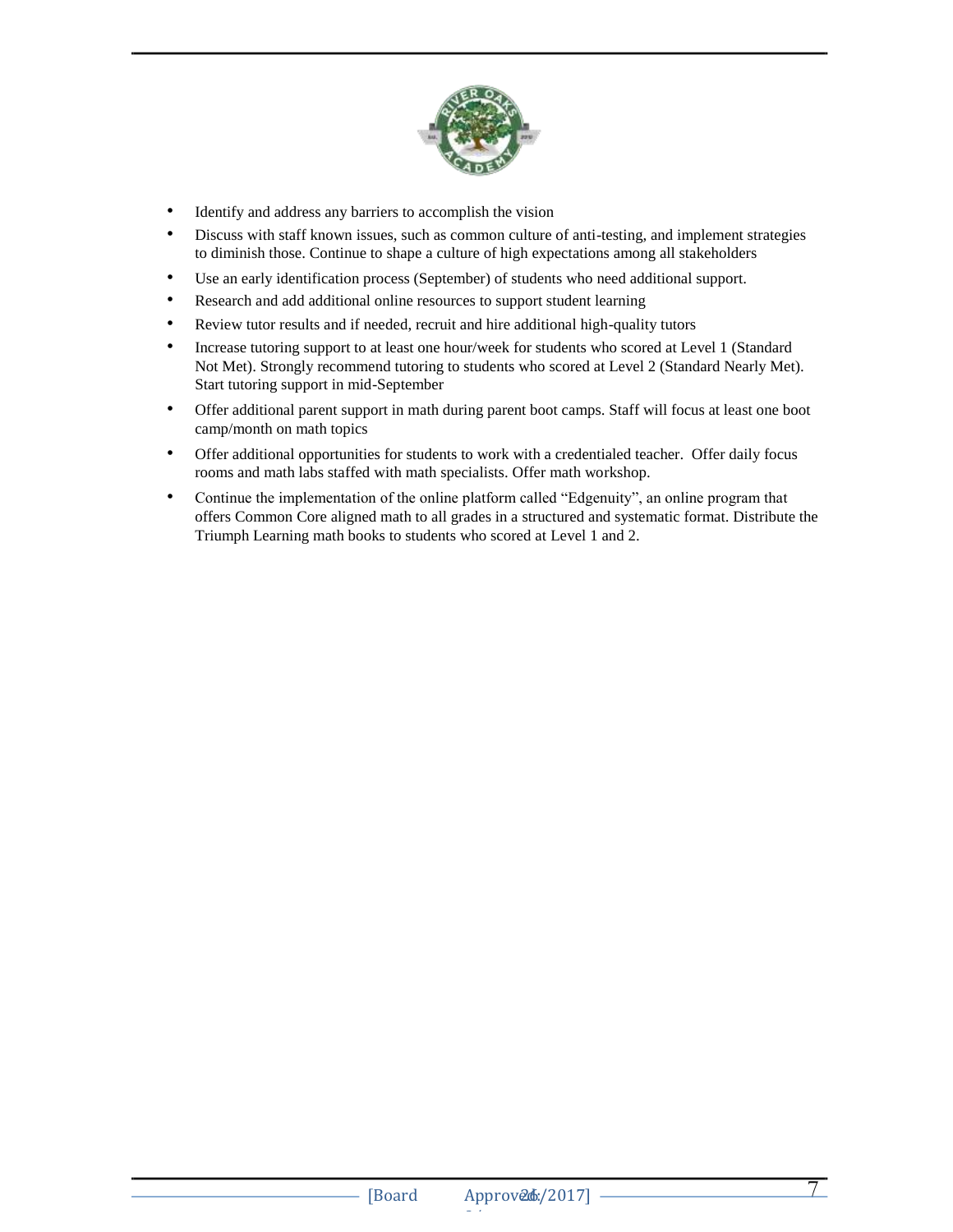- Identify and address any barriers to accomplish the vision
- Discuss with staff known issues, such as common culture of anti-testing, and implement strategies to diminish those. Continue to shape a culture of high expectations among all stakeholders
- Use an early identification process (September) of students who need additional support.
- Research and add additional online resources to support student learning
- Review tutor results and if needed, recruit and hire additional high-quality tutors
- Increase tutoring support to at least one hour/week for students who scored at Level 1 (Standard Not Met). Strongly recommend tutoring to students who scored at Level 2 (Standard Nearly Met). Start tutoring support in mid-September
- Offer additional parent support in math during parent boot camps. Staff will focus at least one boot camp/month on math topics
- Offer additional opportunities for students to work with a credentialed teacher. Offer daily focus rooms and math labs staffed with math specialists. Offer math workshop.
- Continue the implementation of the online platform called "Edgenuity", an online program that offers Common Core aligned math to all grades in a structured and systematic format. Distribute the Triumph Learning math books to students who scored at Level 1 and 2.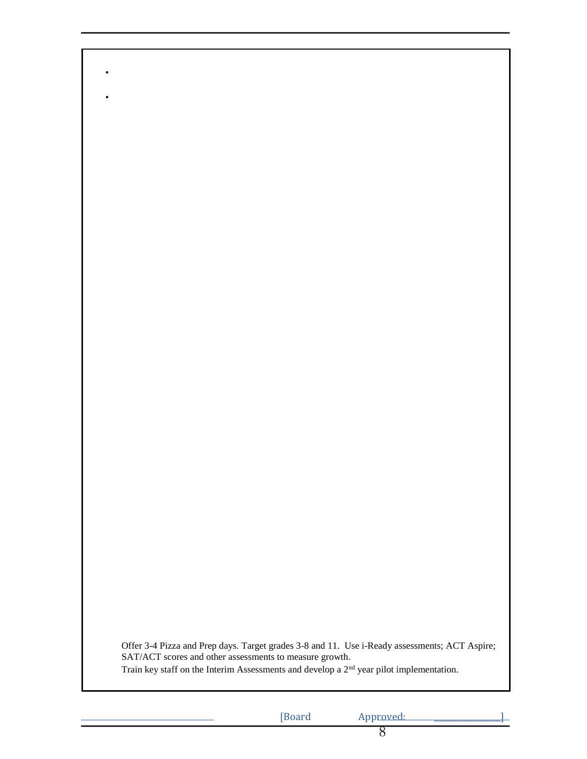- 
- 

Offer 3-4 Pizza and Prep days. Target grades 3-8 and 11. Use i-Ready assessments; ACT Aspire; SAT/ACT scores and other assessments to measure growth.

Train key staff on the Interim Assessments and develop a 2nd year pilot implementation.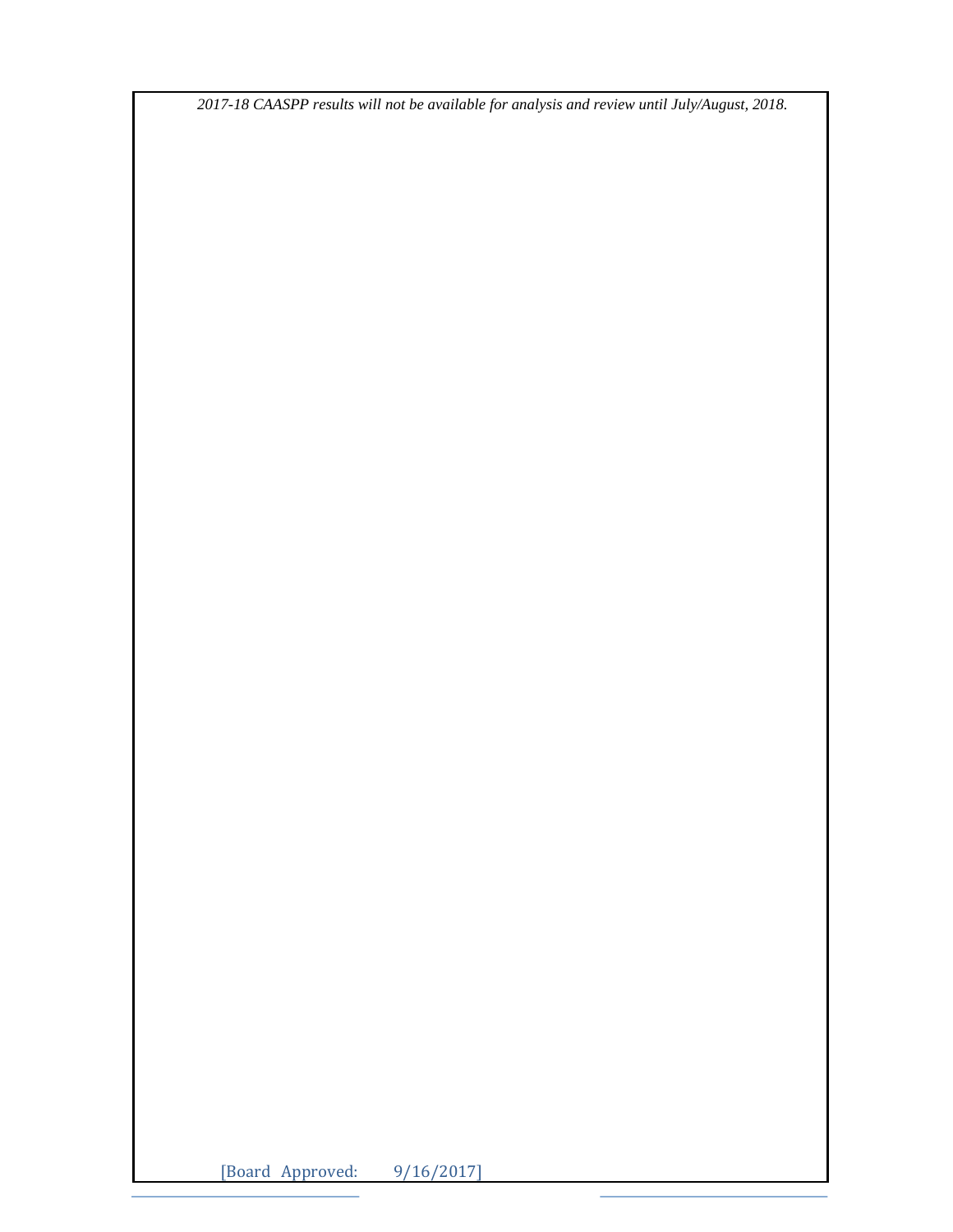*2017-18 CAASPP results will not be available for analysis and review until July/August, 2018.*

[Board Approved: 9/16/2017]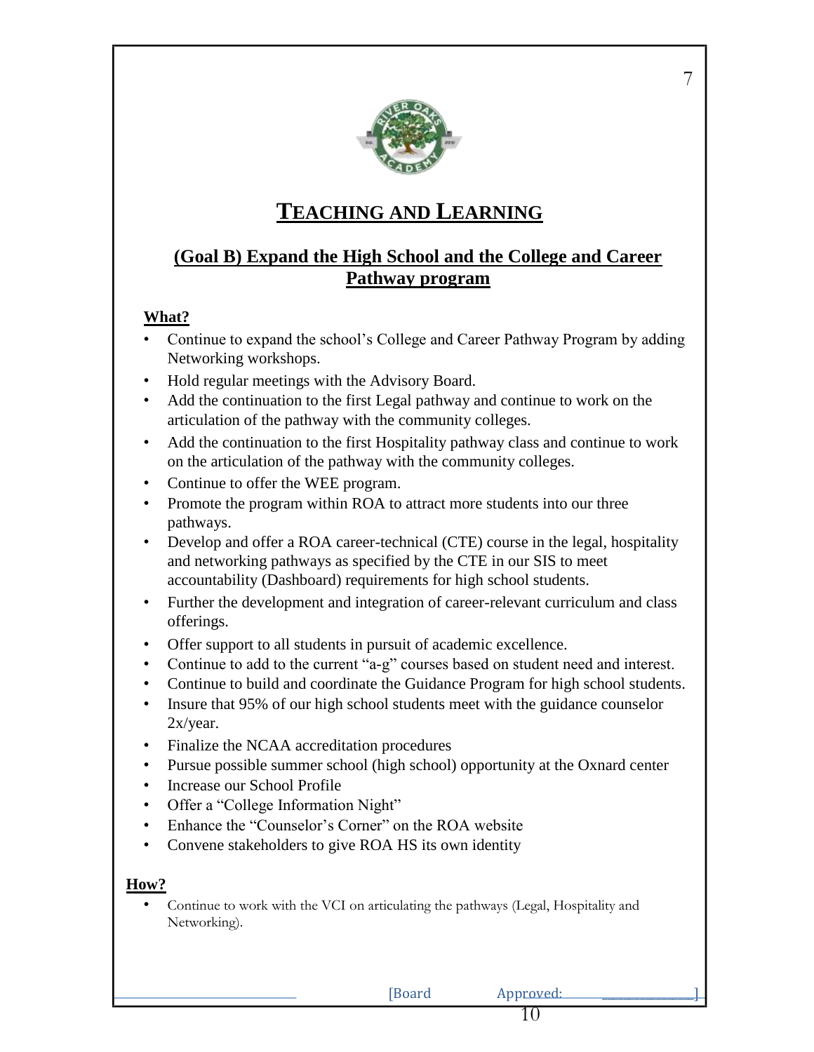# TEACHING AND LEARNING

## (Goal B) Expand the High School and the College and Career Pathway program

**What?**

- Continue to expand the school's College and Career Pathway Program by adding Networking workshops.
- Hold regular meetings with the Advisory Board.
- Add the continuation to the first Legal pathway and continue to work on the articulation of the pathway with the community colleges.
- Add the continuation to the first Hospitality pathway class and continue to work on the articulation of the pathway with the community colleges.
- Continue to offer the WEE program.
- Promote the program within ROA to attract more students into our three pathways.
- Develop and offer a ROA career-technical (CTE) course in the legal, hospitality and networking pathways as specified by the CTE in our SIS to meet accountability (Dashboard) requirements for high school students.
- Further the development and integration of career-relevant curriculum and class offerings.
- Offer support to all students in pursuit of academic excellence.
- Continue to add to the current "a-g" courses based on student need and interest.
- Continue to build and coordinate the Guidance Program for high school students.
- Insure that 95% of our high school students meet with the guidance counselor 2x/year.
- Finalize the NCAA accreditation procedures
- Pursue possible summer school (high school) opportunity at the Oxnard center
- Increase our School Profile
- Offer a "College Information Night"
- Enhance the "Counselor's Corner" on the ROA website
- Convene stakeholders to give ROA HS its own identity

**How?**

- Continue to work with the VCI on articulating the pathways (Legal, Hospitality and Networking).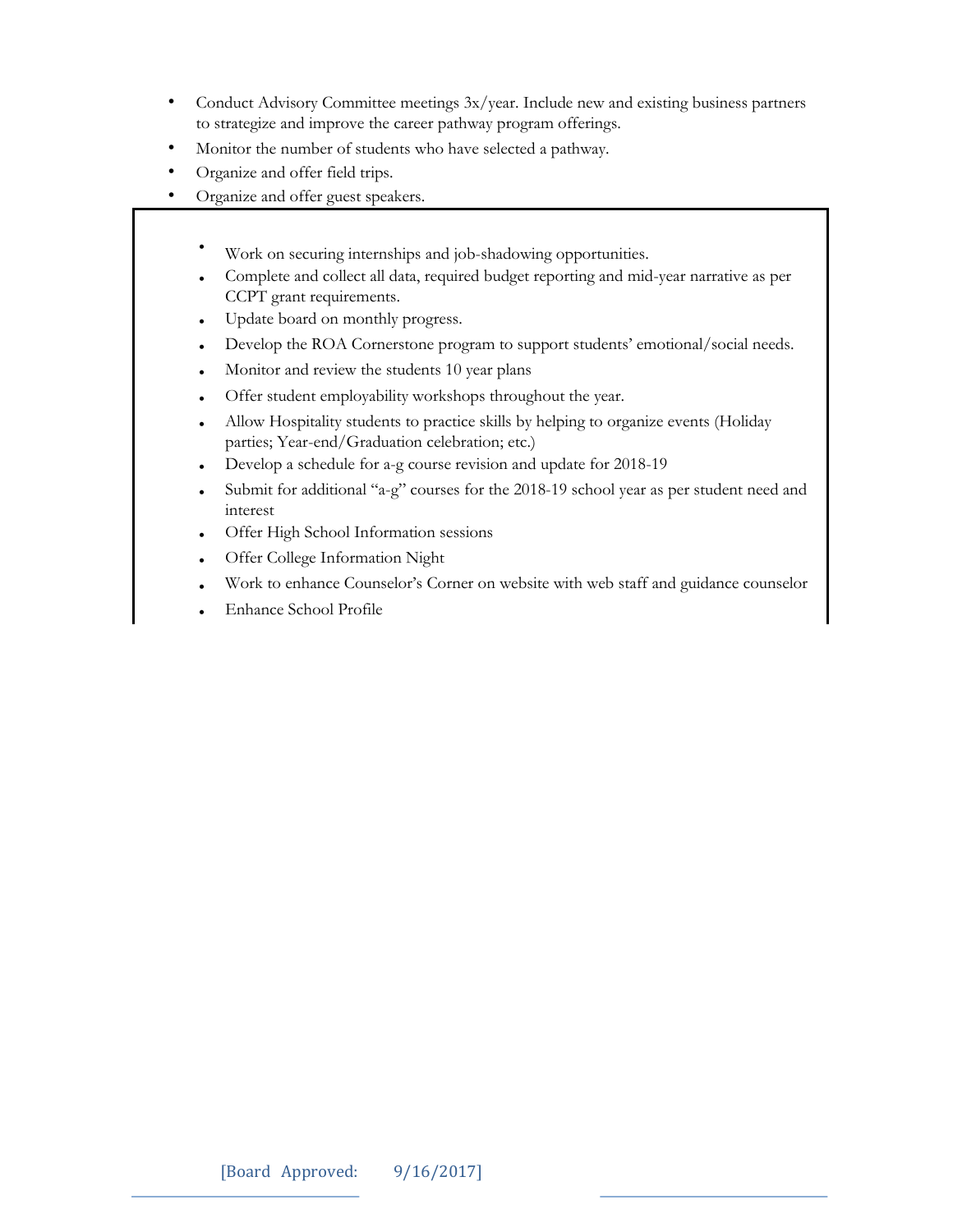- Conduct Advisory Committee meetings 3x/year. Include new and existing business partners to strategize and improve the career pathway program offerings.
- Monitor the number of students who have selected a pathway.
- Organize and offer field trips.
- Organize and offer guest speakers.
- Work on securing internships and job-shadowing opportunities.
- Complete and collect all data, required budget reporting and mid-year narrative as per CCPT grant requirements.
- Update board on monthly progress.
- Develop the ROA Cornerstone program to support students' emotional/social needs.
- Monitor and review the students 10 year plans
- Offer student employability workshops throughout the year.
- Allow Hospitality students to practice skills by helping to organize events (Holiday parties; Year-end/Graduation celebration; etc.)
- Develop a schedule for a-g course revision and update for 2018-19
- Submit for additional "a-g" courses for the 2018-19 school year as per student need and interest
- Offer High School Information sessions
- Offer College Information Night
- Work to enhance Counselor's Corner on website with web staff and guidance counselor
- Enhance School Profile

[Board Approved: 9/16/2017]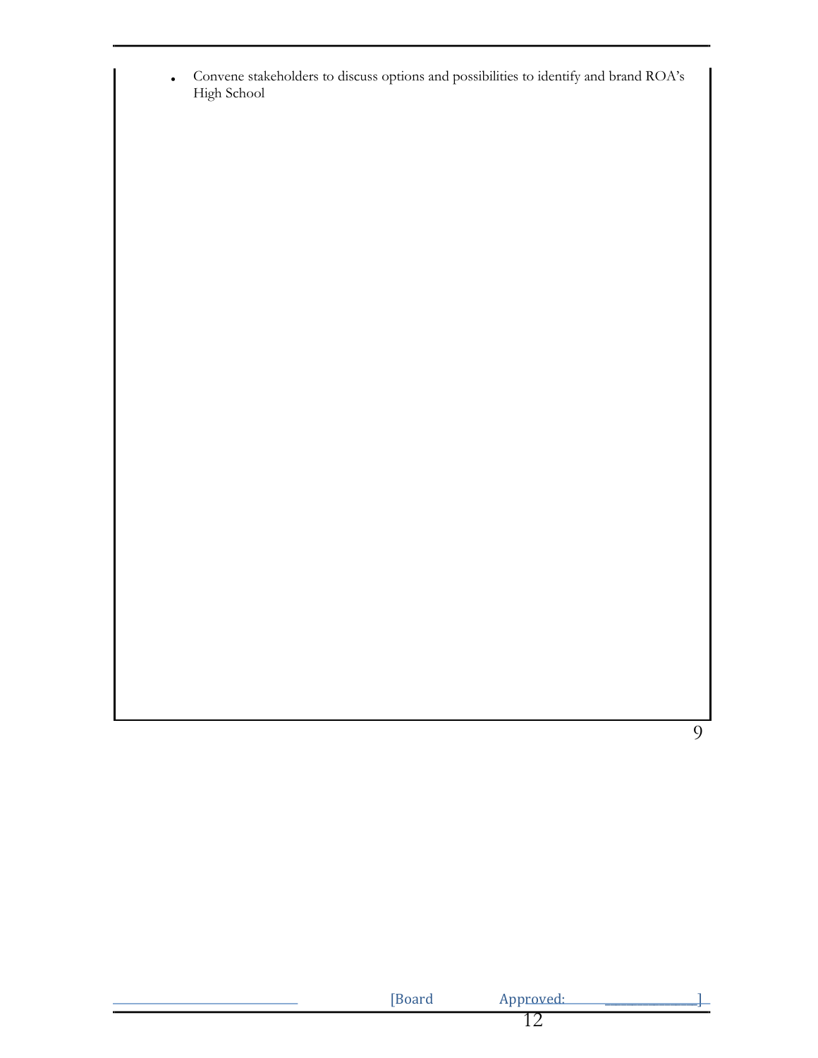- Convene stakeholders to discuss options and possibilities to identify and brand ROA's High School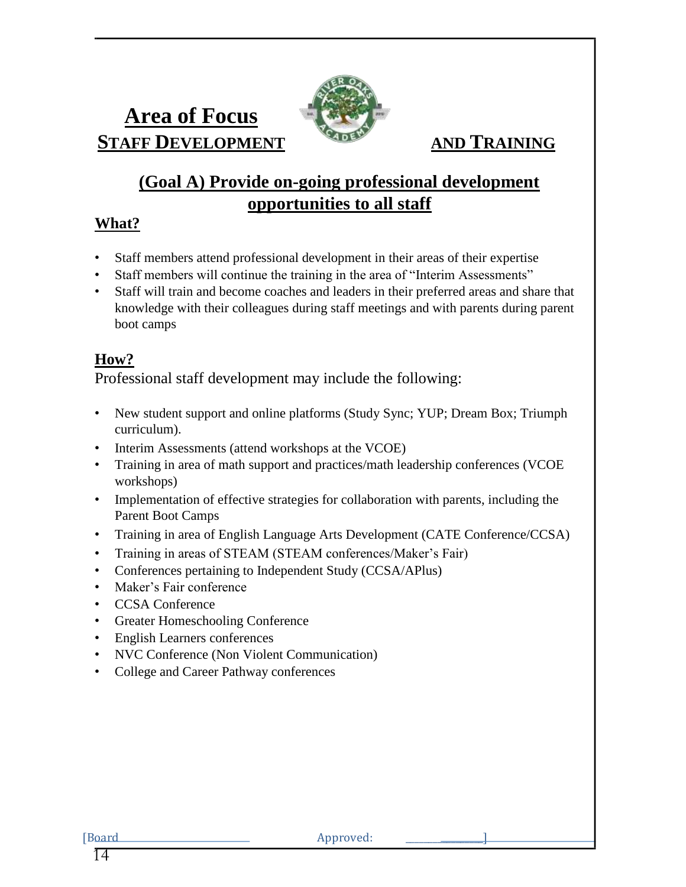# Area of Focus

## STAFF DEVELOPMENT AND TRAINING

## (Goal A) Provide on-going professional development opportunities to all staff

### What?

- Staff members attend professional development in their areas of their expertise
- Staff members will continue the training in the area of "Interim Assessments"
- Staff will train and become coaches and leaders in their preferred areas and share that knowledge with their colleagues during staff meetings and with parents during parent boot camps

### How?

Professional staff development may include the following:

- New student support and online platforms (Study Sync; YUP; Dream Box; Triumph curriculum).
- Interim Assessments (attend workshops at the VCOE)
- Training in area of math support and practices/math leadership conferences (VCOE workshops)
- Implementation of effective strategies for collaboration with parents, including the Parent Boot Camps
- Training in area of English Language Arts Development (CATE Conference/CCSA)
- Training in areas of STEAM (STEAM conferences/Maker's Fair)
- Conferences pertaining to Independent Study (CCSA/APlus)
- Maker's Fair conference
- CCSA Conference
- Greater Homeschooling Conference
- English Learners conferences
- NVC Conference (Non Violent Communication)
- College and Career Pathway conferences

[Board Approved: ]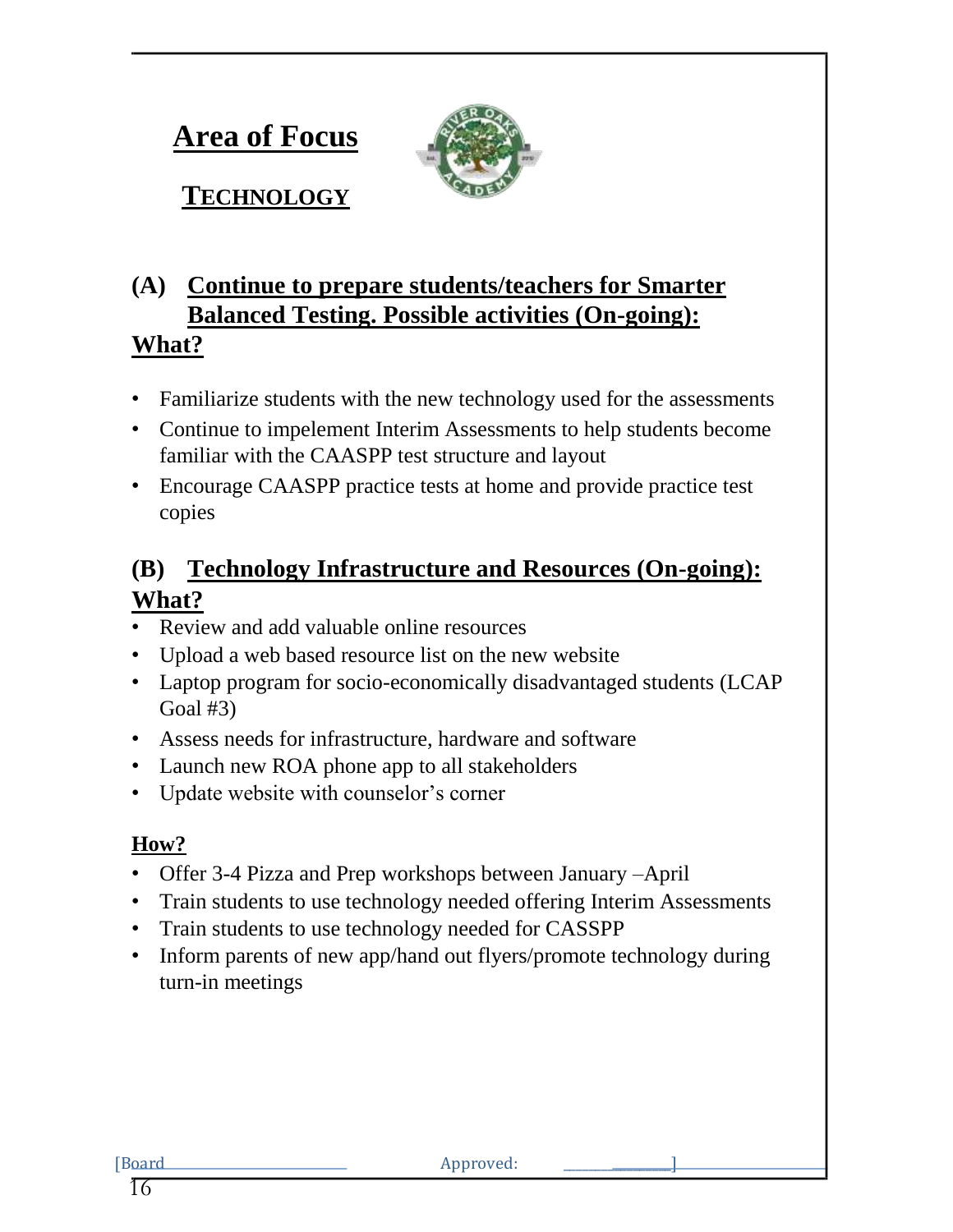# Area of Focus

## TECHNOLOGY

### (A) Continue to prepare students/teachers for Smarter Balanced Testing. Possible activities (On-going):

**What?**

- Familiarize students with the new technology used for the assessments
- Continue to impelement Interim Assessments to help students become familiar with the CAASPP test structure and layout
- Encourage CAASPP practice tests at home and provide practice test copies

### (B) Technology Infrastructure and Resources (On-going):

**What?**

- Review and add valuable online resources
- Upload a web based resource list on the new website
- Laptop program for socio-economically disadvantaged students (LCAP Goal #3)
- Assess needs for infrastructure, hardware and software
- Launch new ROA phone app to all stakeholders
- Update website with counselor's corner

**How?**

- Offer 3-4 Pizza and Prep workshops between January –April
- Train students to use technology needed offering Interim Assessments
- Train students to use technology needed for CASSPP
- Inform parents of new app/hand out flyers/promote technology during turn-in meetings

[Board Approved: ]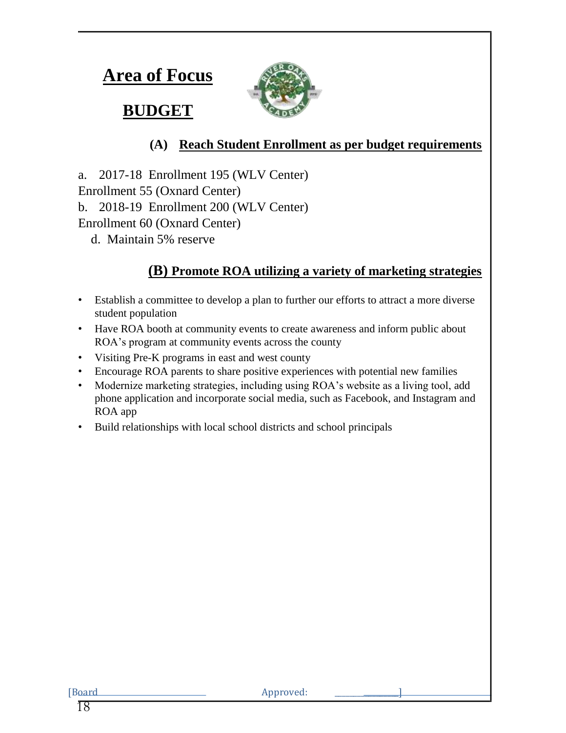# Area of Focus

## BUDGET

### (A) Reach Student Enrollment as per budget requirements

a. 2017-18 Enrollment 195 (WLV Center)
Enrollment 55 (Oxnard Center)
b. 2018-19 Enrollment 200 (WLV Center)
Enrollment 60 (Oxnard Center)
d. Maintain 5% reserve

### (B) Promote ROA utilizing a variety of marketing strategies

- Establish a committee to develop a plan to further our efforts to attract a more diverse student population
- Have ROA booth at community events to create awareness and inform public about ROA's program at community events across the county
- Visiting Pre-K programs in east and west county
- Encourage ROA parents to share positive experiences with potential new families
- Modernize marketing strategies, including using ROA's website as a living tool, add phone application and incorporate social media, such as Facebook, and Instagram and ROA app
- Build relationships with local school districts and school principals

[Board Approved: ______]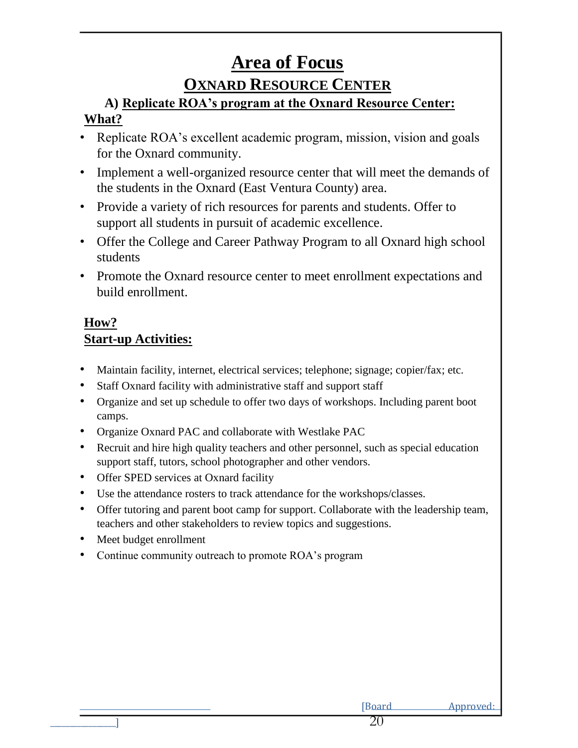# Area of Focus

## OXNARD RESOURCE CENTER

### A) Replicate ROA's program at the Oxnard Resource Center:

**What?**

- Replicate ROA's excellent academic program, mission, vision and goals for the Oxnard community.
- Implement a well-organized resource center that will meet the demands of the students in the Oxnard (East Ventura County) area.
- Provide a variety of rich resources for parents and students. Offer to support all students in pursuit of academic excellence.
- Offer the College and Career Pathway Program to all Oxnard high school students
- Promote the Oxnard resource center to meet enrollment expectations and build enrollment.

**How?**

**Start-up Activities:**

- Maintain facility, internet, electrical services; telephone; signage; copier/fax; etc.
- Staff Oxnard facility with administrative staff and support staff
- Organize and set up schedule to offer two days of workshops. Including parent boot camps.
- Organize Oxnard PAC and collaborate with Westlake PAC
- Recruit and hire high quality teachers and other personnel, such as special education support staff, tutors, school photographer and other vendors.
- Offer SPED services at Oxnard facility
- Use the attendance rosters to track attendance for the workshops/classes.
- Offer tutoring and parent boot camp for support. Collaborate with the leadership team, teachers and other stakeholders to review topics and suggestions.
- Meet budget enrollment
- Continue community outreach to promote ROA's program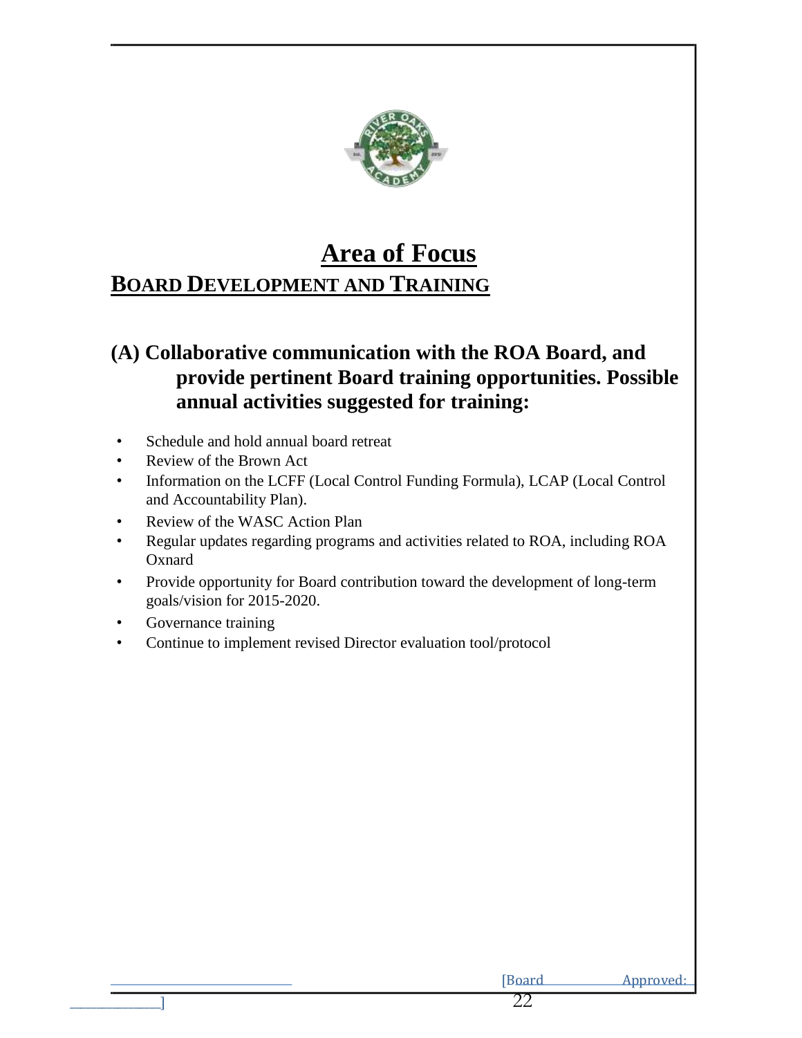# Area of Focus

## BOARD DEVELOPMENT AND TRAINING

### (A) Collaborative communication with the ROA Board, and provide pertinent Board training opportunities. Possible annual activities suggested for training:

- Schedule and hold annual board retreat
- Review of the Brown Act
- Information on the LCFF (Local Control Funding Formula), LCAP (Local Control and Accountability Plan).
- Review of the WASC Action Plan
- Regular updates regarding programs and activities related to ROA, including ROA Oxnard
- Provide opportunity for Board contribution toward the development of long-term goals/vision for 2015-2020.
- Governance training
- Continue to implement revised Director evaluation tool/protocol

[Board Approved: ____________]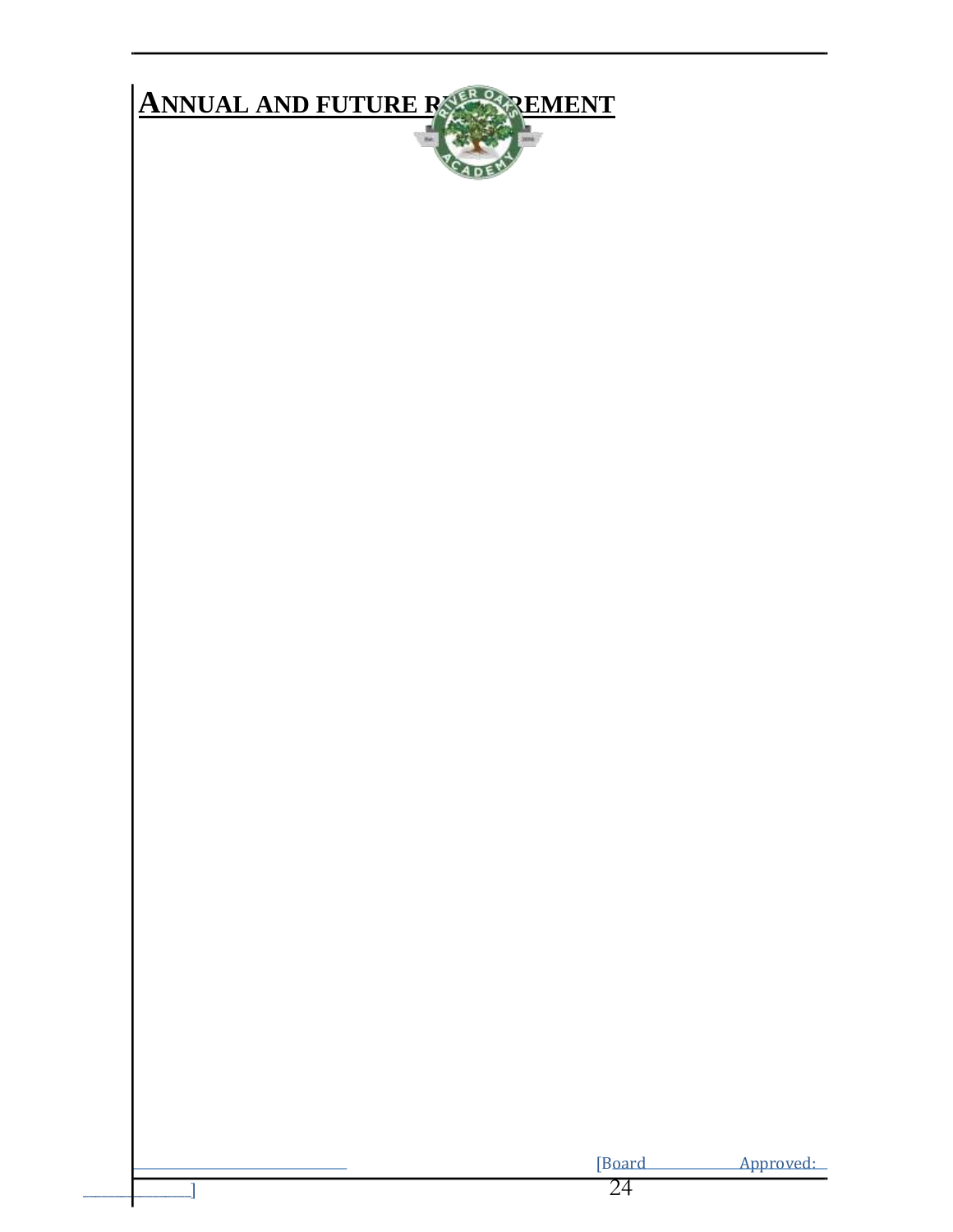## ANNUAL AND FUTURE RETIREMENT

[Board Approved: ]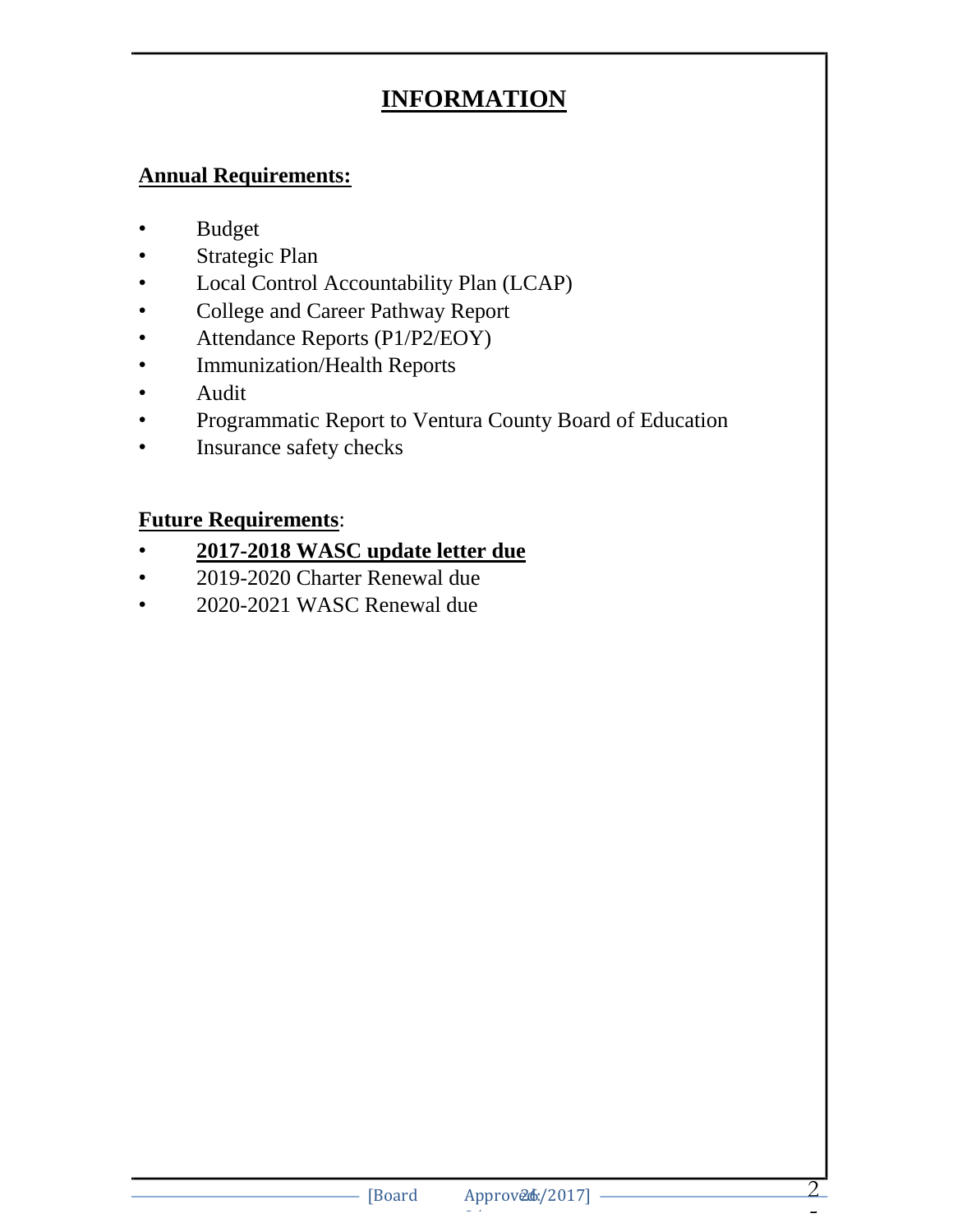# INFORMATION

**Annual Requirements:**

- Budget
- Strategic Plan
- Local Control Accountability Plan (LCAP)
- College and Career Pathway Report
- Attendance Reports (P1/P2/EOY)
- Immunization/Health Reports
- Audit
- Programmatic Report to Ventura County Board of Education
- Insurance safety checks

**Future Requirements**:

- **2017-2018 WASC update letter due**
- 2019-2020 Charter Renewal due
- 2020-2021 WASC Renewal due